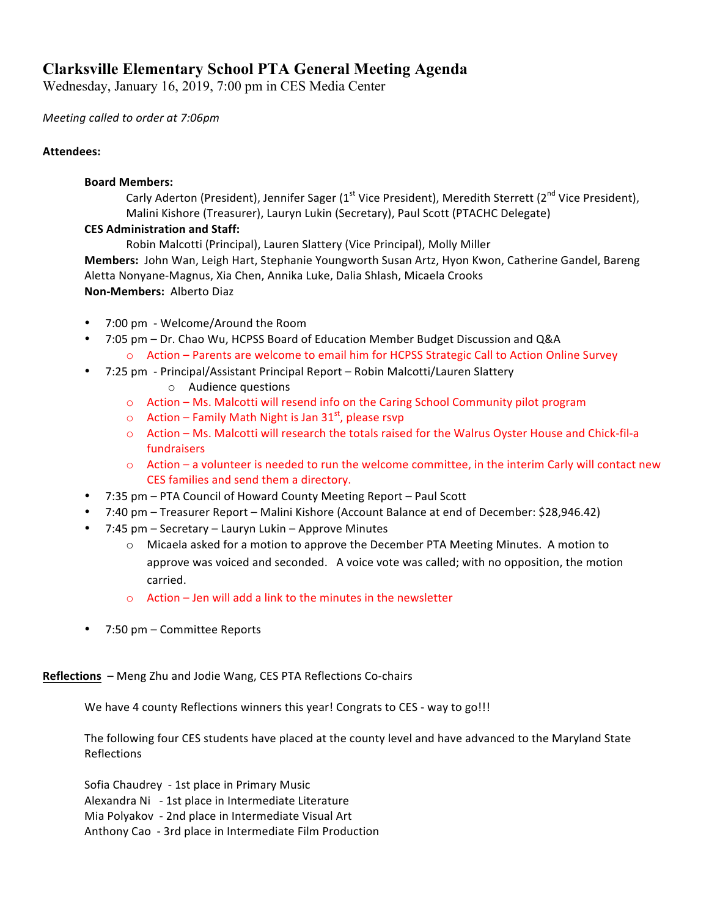# Clarksville Elementary School PTA General Meeting Agenda

Wednesday, January 16, 2019, 7:00 pm in CES Media Center

*Meeting called to order at 7:06pm*

**Attendees:**

**Board Members:**
Carly Aderton (President), Jennifer Sager (1st Vice President), Meredith Sterrett (2nd Vice President), Malini Kishore (Treasurer), Lauryn Lukin (Secretary), Paul Scott (PTACHC Delegate)

**CES Administration and Staff:**
Robin Malcotti (Principal), Lauren Slattery (Vice Principal), Molly Miller

**Members:** John Wan, Leigh Hart, Stephanie Youngworth Susan Artz, Hyon Kwon, Catherine Gandel, Bareng Aletta Nonyane-Magnus, Xia Chen, Annika Luke, Dalia Shlash, Micaela Crooks

**Non-Members:** Alberto Diaz

- 7:00 pm - Welcome/Around the Room
- 7:05 pm – Dr. Chao Wu, HCPSS Board of Education Member Budget Discussion and Q&A
  - Action – Parents are welcome to email him for HCPSS Strategic Call to Action Online Survey
- 7:25 pm - Principal/Assistant Principal Report – Robin Malcotti/Lauren Slattery
  - Audience questions
  - Action – Ms. Malcotti will resend info on the Caring School Community pilot program
  - Action – Family Math Night is Jan 31st, please rsvp
  - Action – Ms. Malcotti will research the totals raised for the Walrus Oyster House and Chick-fil-a fundraisers
  - Action – a volunteer is needed to run the welcome committee, in the interim Carly will contact new CES families and send them a directory.
- 7:35 pm – PTA Council of Howard County Meeting Report – Paul Scott
- 7:40 pm – Treasurer Report – Malini Kishore (Account Balance at end of December: $28,946.42)
- 7:45 pm – Secretary – Lauryn Lukin – Approve Minutes
  - Micaela asked for a motion to approve the December PTA Meeting Minutes. A motion to approve was voiced and seconded. A voice vote was called; with no opposition, the motion carried.
  - Action – Jen will add a link to the minutes in the newsletter
- 7:50 pm – Committee Reports

**Reflections** – Meng Zhu and Jodie Wang, CES PTA Reflections Co-chairs

We have 4 county Reflections winners this year! Congrats to CES - way to go!!!

The following four CES students have placed at the county level and have advanced to the Maryland State Reflections

Sofia Chaudrey - 1st place in Primary Music
Alexandra Ni - 1st place in Intermediate Literature
Mia Polyakov - 2nd place in Intermediate Visual Art
Anthony Cao - 3rd place in Intermediate Film Production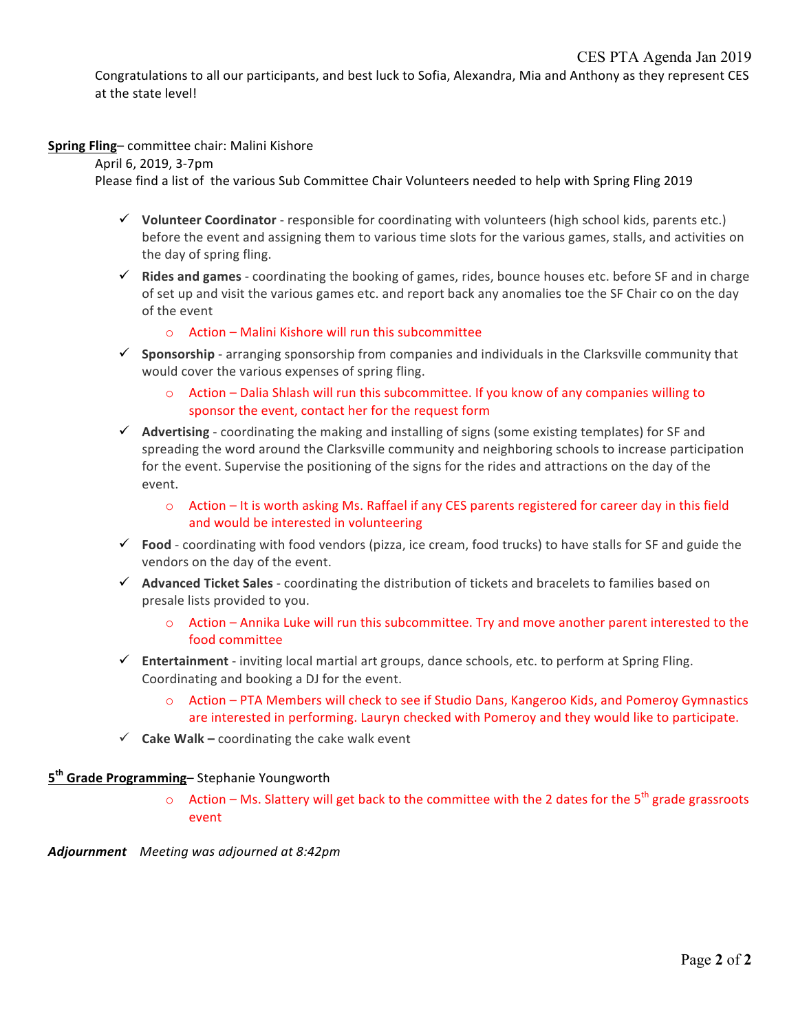Congratulations to all our participants, and best luck to Sofia, Alexandra, Mia and Anthony as they represent CES at the state level!

**Spring Fling**– committee chair: Malini Kishore

April 6, 2019, 3-7pm

Please find a list of the various Sub Committee Chair Volunteers needed to help with Spring Fling 2019

- ✓ **Volunteer Coordinator** - responsible for coordinating with volunteers (high school kids, parents etc.) before the event and assigning them to various time slots for the various games, stalls, and activities on the day of spring fling.
- ✓ **Rides and games** - coordinating the booking of games, rides, bounce houses etc. before SF and in charge of set up and visit the various games etc. and report back any anomalies toe the SF Chair co on the day of the event
  - Action – Malini Kishore will run this subcommittee
- ✓ **Sponsorship** - arranging sponsorship from companies and individuals in the Clarksville community that would cover the various expenses of spring fling.
  - Action – Dalia Shlash will run this subcommittee. If you know of any companies willing to sponsor the event, contact her for the request form
- ✓ **Advertising** - coordinating the making and installing of signs (some existing templates) for SF and spreading the word around the Clarksville community and neighboring schools to increase participation for the event. Supervise the positioning of the signs for the rides and attractions on the day of the event.
  - Action – It is worth asking Ms. Raffael if any CES parents registered for career day in this field and would be interested in volunteering
- ✓ **Food** - coordinating with food vendors (pizza, ice cream, food trucks) to have stalls for SF and guide the vendors on the day of the event.
- ✓ **Advanced Ticket Sales** - coordinating the distribution of tickets and bracelets to families based on presale lists provided to you.
  - Action – Annika Luke will run this subcommittee. Try and move another parent interested to the food committee
- ✓ **Entertainment** - inviting local martial art groups, dance schools, etc. to perform at Spring Fling. Coordinating and booking a DJ for the event.
  - Action – PTA Members will check to see if Studio Dans, Kangeroo Kids, and Pomeroy Gymnastics are interested in performing. Lauryn checked with Pomeroy and they would like to participate.
- ✓ **Cake Walk –** coordinating the cake walk event

**5th Grade Programming**– Stephanie Youngworth

- Action – Ms. Slattery will get back to the committee with the 2 dates for the 5th grade grassroots event

***Adjournment*** *Meeting was adjourned at 8:42pm*